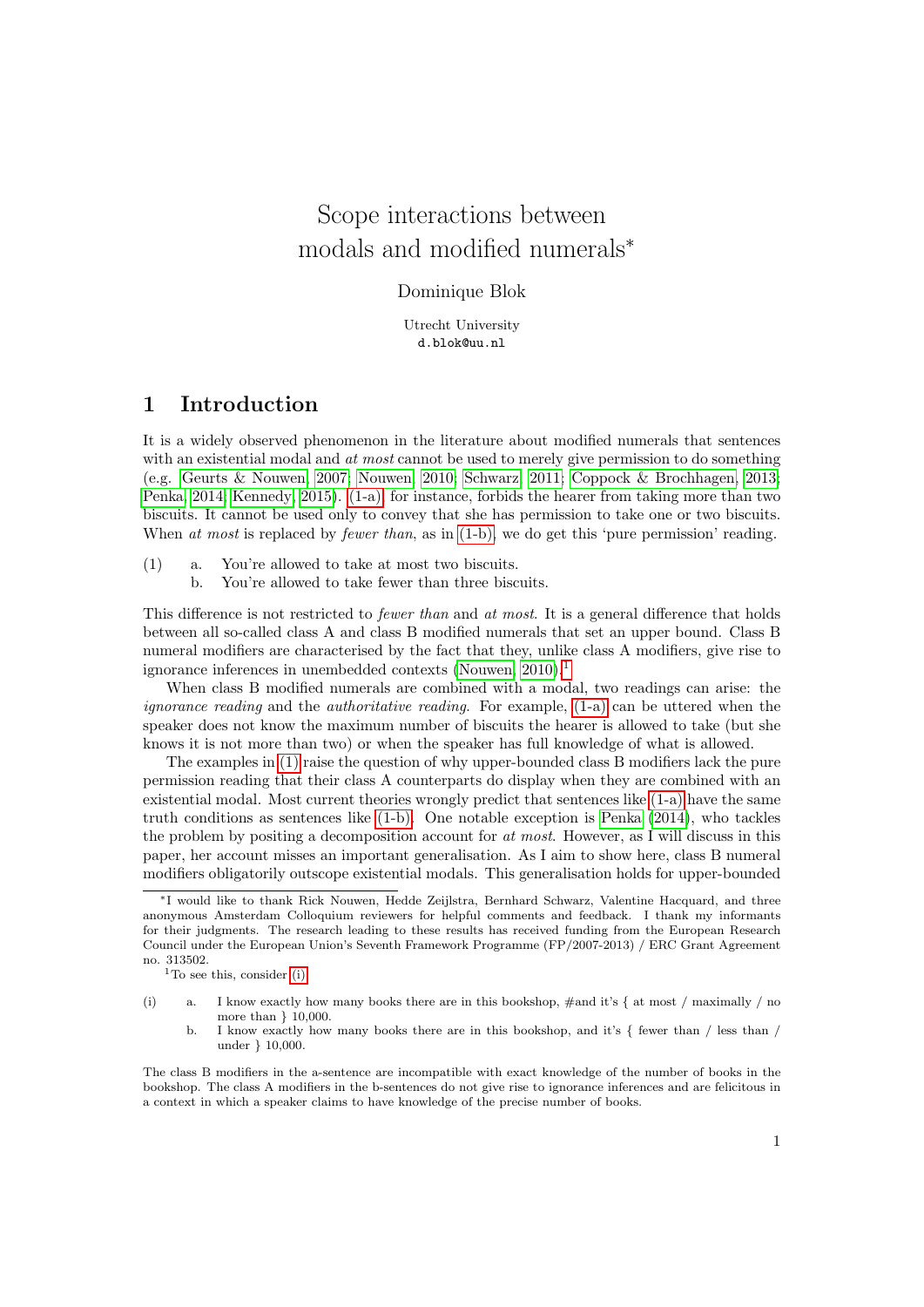# Scope interactions between modals and modified numerals*

Dominique Blok

Utrecht University
d.blok@uu.nl

## 1 Introduction

It is a widely observed phenomenon in the literature about modified numerals that sentences with an existential modal and *at most* cannot be used to merely give permission to do something (e.g. Geurts & Nouwen, 2007; Nouwen, 2010; Schwarz, 2011; Coppock & Brochhagen, 2013; Penka, 2014; Kennedy, 2015). (1-a), for instance, forbids the hearer from taking more than two biscuits. It cannot be used only to convey that she has permission to take one or two biscuits. When *at most* is replaced by *fewer than*, as in (1-b), we do get this 'pure permission' reading.

(1) a. You're allowed to take at most two biscuits.
  b. You're allowed to take fewer than three biscuits.

This difference is not restricted to *fewer than* and *at most*. It is a general difference that holds between all so-called class A and class B modified numerals that set an upper bound. Class B numeral modifiers are characterised by the fact that they, unlike class A modifiers, give rise to ignorance inferences in unembedded contexts (Nouwen, 2010).[1]

When class B modified numerals are combined with a modal, two readings can arise: the *ignorance reading* and the *authoritative reading*. For example, (1-a) can be uttered when the speaker does not know the maximum number of biscuits the hearer is allowed to take (but she knows it is not more than two) or when the speaker has full knowledge of what is allowed.

The examples in (1) raise the question of why upper-bounded class B modifiers lack the pure permission reading that their class A counterparts do display when they are combined with an existential modal. Most current theories wrongly predict that sentences like (1-a) have the same truth conditions as sentences like (1-b). One notable exception is Penka (2014), who tackles the problem by positing a decomposition account for *at most*. However, as I will discuss in this paper, her account misses an important generalisation. As I aim to show here, class B numeral modifiers obligatorily outscope existential modals. This generalisation holds for upper-bounded

---

*I would like to thank Rick Nouwen, Hedde Zeijlstra, Bernhard Schwarz, Valentine Hacquard, and three anonymous Amsterdam Colloquium reviewers for helpful comments and feedback. I thank my informants for their judgments. The research leading to these results has received funding from the European Research Council under the European Union's Seventh Framework Programme (FP/2007-2013) / ERC Grant Agreement no. 313502.

[1] To see this, consider (i).

(i) a. I know exactly how many books there are in this bookshop, #and it's { at most / maximally / no more than } 10,000.
  b. I know exactly how many books there are in this bookshop, and it's { fewer than / less than / under } 10,000.

The class B modifiers in the a-sentence are incompatible with exact knowledge of the number of books in the bookshop. The class A modifiers in the b-sentences do not give rise to ignorance inferences and are felicitous in a context in which a speaker claims to have knowledge of the precise number of books.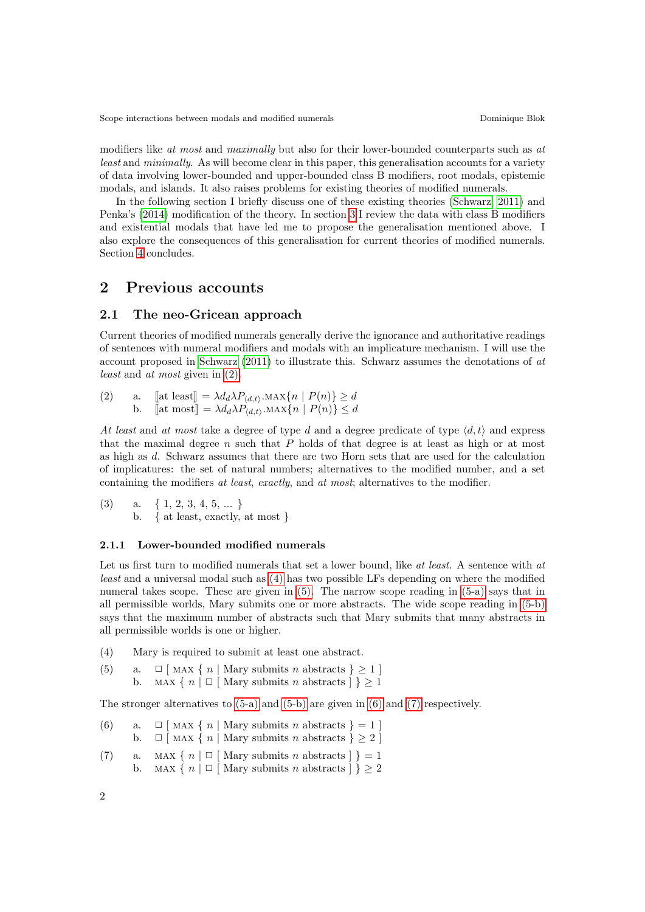modifiers like *at most* and *maximally* but also for their lower-bounded counterparts such as *at least* and *minimally*. As will become clear in this paper, this generalisation accounts for a variety of data involving lower-bounded and upper-bounded class B modifiers, root modals, epistemic modals, and islands. It also raises problems for existing theories of modified numerals.

In the following section I briefly discuss one of these existing theories (Schwarz, 2011) and Penka's (2014) modification of the theory. In section 3 I review the data with class B modifiers and existential modals that have led me to propose the generalisation mentioned above. I also explore the consequences of this generalisation for current theories of modified numerals. Section 4 concludes.

## 2 Previous accounts

### 2.1 The neo-Gricean approach

Current theories of modified numerals generally derive the ignorance and authoritative readings of sentences with numeral modifiers and modals with an implicature mechanism. I will use the account proposed in Schwarz (2011) to illustrate this. Schwarz assumes the denotations of *at least* and *at most* given in (2).

(2) a. $[\![\text{at least}]\!] = \lambda d_d \lambda P_{\langle d,t \rangle}.\text{MAX}\{n \mid P(n)\} \geq d$
 b. $[\![\text{at most}]\!] = \lambda d_d \lambda P_{\langle d,t \rangle}.\text{MAX}\{n \mid P(n)\} \leq d$

*At least* and *at most* take a degree of type $d$ and a degree predicate of type $\langle d, t \rangle$ and express that the maximal degree $n$ such that $P$ holds of that degree is at least as high or at most as high as $d$. Schwarz assumes that there are two Horn sets that are used for the calculation of implicatures: the set of natural numbers; alternatives to the modified number, and a set containing the modifiers *at least*, *exactly*, and *at most*; alternatives to the modifier.

(3) a. { 1, 2, 3, 4, 5, ... }
 b. { at least, exactly, at most }

#### 2.1.1 Lower-bounded modified numerals

Let us first turn to modified numerals that set a lower bound, like *at least*. A sentence with *at least* and a universal modal such as (4) has two possible LFs depending on where the modified numeral takes scope. These are given in (5). The narrow scope reading in (5-a) says that in all permissible worlds, Mary submits one or more abstracts. The wide scope reading in (5-b) says that the maximum number of abstracts such that Mary submits that many abstracts in all permissible worlds is one or higher.

(4) Mary is required to submit at least one abstract.

(5) a. $\Box$ [ MAX { $n$ | Mary submits $n$ abstracts } $\geq 1$ ]
 b. MAX { $n$ | $\Box$ [ Mary submits $n$ abstracts ] } $\geq 1$

The stronger alternatives to (5-a) and (5-b) are given in (6) and (7) respectively.

(6) a. $\Box$ [ MAX { $n$ | Mary submits $n$ abstracts } $= 1$ ]
 b. $\Box$ [ MAX { $n$ | Mary submits $n$ abstracts } $\geq 2$ ]

(7) a. MAX { $n$ | $\Box$ [ Mary submits $n$ abstracts ] } $= 1$
 b. MAX { $n$ | $\Box$ [ Mary submits $n$ abstracts ] } $\geq 2$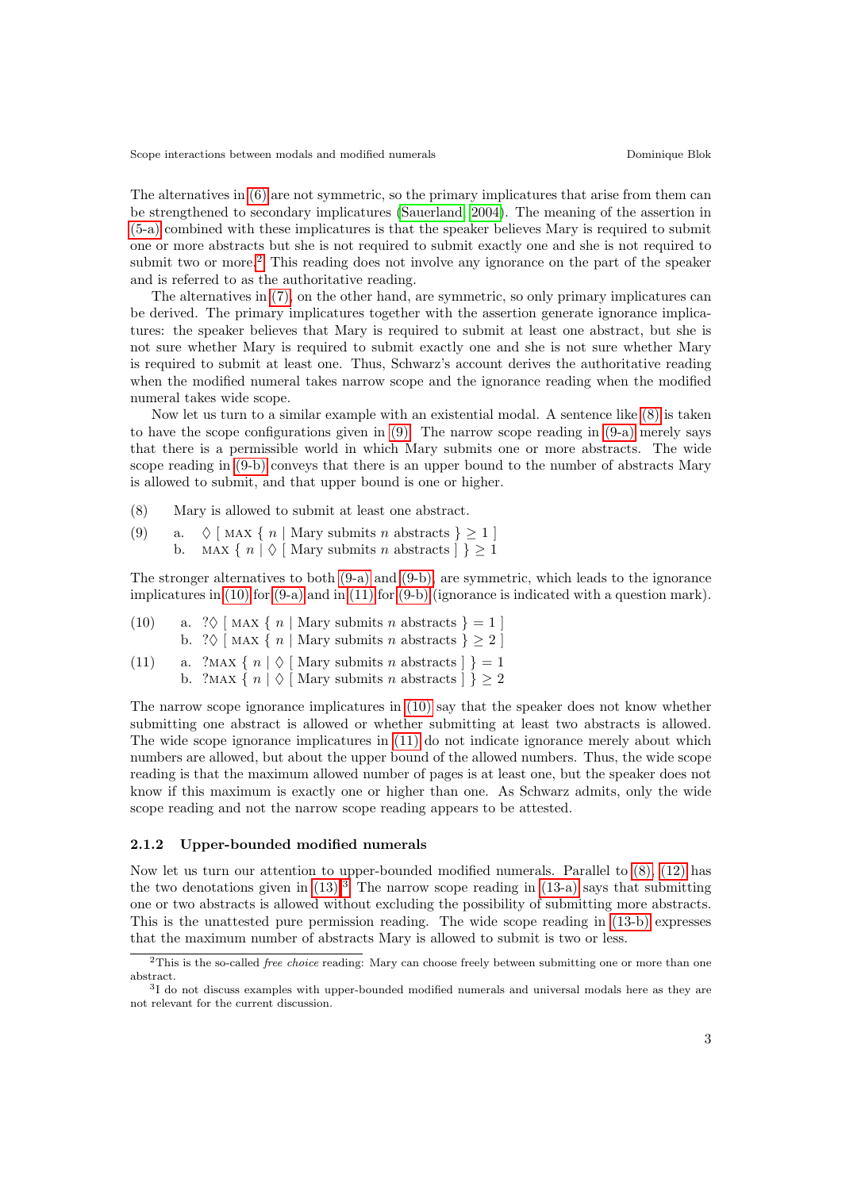The alternatives in (6) are not symmetric, so the primary implicatures that arise from them can be strengthened to secondary implicatures (Sauerland 2004). The meaning of the assertion in (5-a) combined with these implicatures is that the speaker believes Mary is required to submit one or more abstracts but she is not required to submit exactly one and she is not required to submit two or more.[2] This reading does not involve any ignorance on the part of the speaker and is referred to as the authoritative reading.

The alternatives in (7), on the other hand, are symmetric, so only primary implicatures can be derived. The primary implicatures together with the assertion generate ignorance implicatures: the speaker believes that Mary is required to submit at least one abstract, but she is not sure whether Mary is required to submit exactly one and she is not sure whether Mary is required to submit at least one. Thus, Schwarz's account derives the authoritative reading when the modified numeral takes narrow scope and the ignorance reading when the modified numeral takes wide scope.

Now let us turn to a similar example with an existential modal. A sentence like (8) is taken to have the scope configurations given in (9). The narrow scope reading in (9-a) merely says that there is a permissible world in which Mary submits one or more abstracts. The wide scope reading in (9-b) conveys that there is an upper bound to the number of abstracts Mary is allowed to submit, and that upper bound is one or higher.

(8) Mary is allowed to submit at least one abstract.

(9) a. $\Diamond$ [ MAX { $n$ | Mary submits $n$ abstracts } $\geq 1$ ]
    b. MAX { $n$ | $\Diamond$ [ Mary submits $n$ abstracts ] } $\geq 1$

The stronger alternatives to both (9-a) and (9-b), are symmetric, which leads to the ignorance implicatures in (10) for (9-a) and in (11) for (9-b) (ignorance is indicated with a question mark).

(10) a. ?$\Diamond$ [ MAX { $n$ | Mary submits $n$ abstracts } $= 1$ ]
     b. ?$\Diamond$ [ MAX { $n$ | Mary submits $n$ abstracts } $\geq 2$ ]

(11) a. ?MAX { $n$ | $\Diamond$ [ Mary submits $n$ abstracts ] } $= 1$
     b. ?MAX { $n$ | $\Diamond$ [ Mary submits $n$ abstracts ] } $\geq 2$

The narrow scope ignorance implicatures in (10) say that the speaker does not know whether submitting one abstract is allowed or whether submitting at least two abstracts is allowed. The wide scope ignorance implicatures in (11) do not indicate ignorance merely about which numbers are allowed, but about the upper bound of the allowed numbers. Thus, the wide scope reading is that the maximum allowed number of pages is at least one, but the speaker does not know if this maximum is exactly one or higher than one. As Schwarz admits, only the wide scope reading and not the narrow scope reading appears to be attested.

### 2.1.2 Upper-bounded modified numerals

Now let us turn our attention to upper-bounded modified numerals. Parallel to (8), (12) has the two denotations given in (13).[3] The narrow scope reading in (13-a) says that submitting one or two abstracts is allowed without excluding the possibility of submitting more abstracts. This is the unattested pure permission reading. The wide scope reading in (13-b) expresses that the maximum number of abstracts Mary is allowed to submit is two or less.

[2] This is the so-called *free choice* reading: Mary can choose freely between submitting one or more than one abstract.

[3] I do not discuss examples with upper-bounded modified numerals and universal modals here as they are not relevant for the current discussion.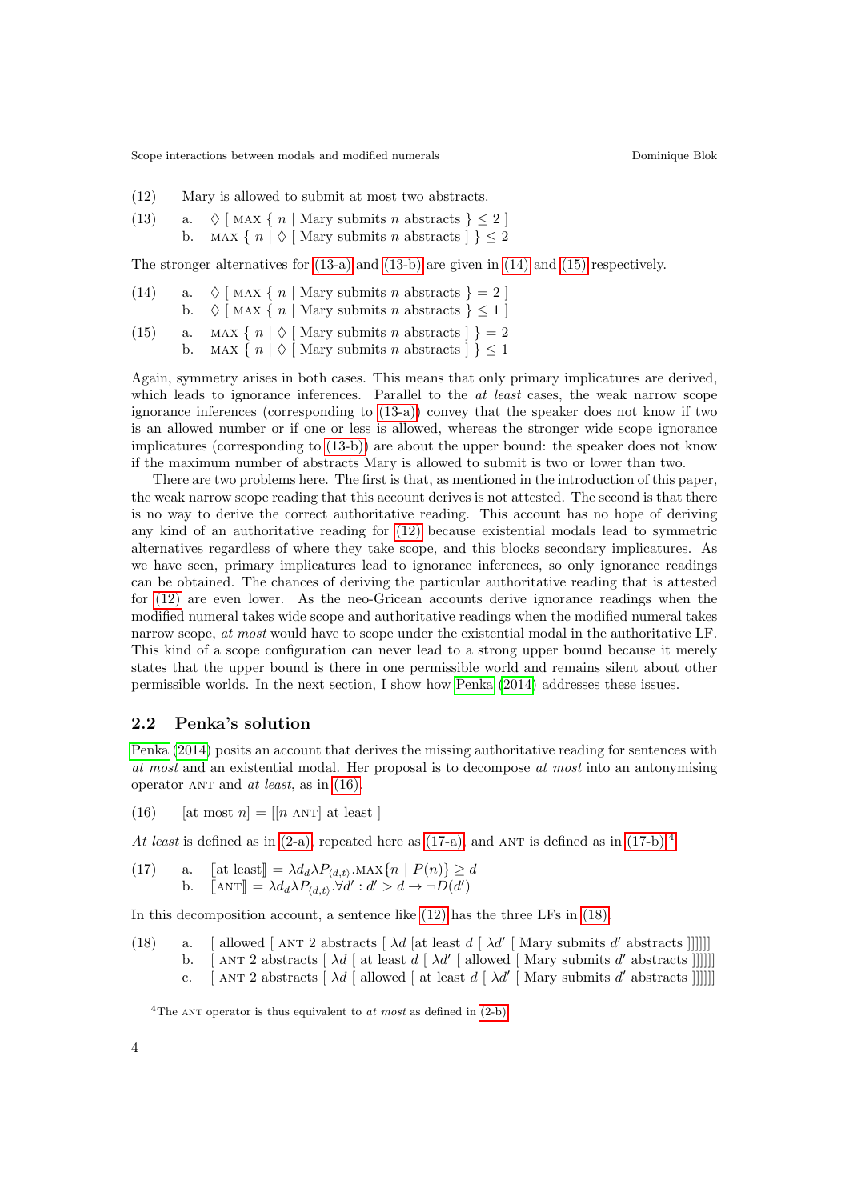(12) Mary is allowed to submit at most two abstracts.

(13) a. $\Diamond$ [ MAX { $n$ | Mary submits $n$ abstracts } $\leq 2$ ]
  b. MAX { $n$ | $\Diamond$ [ Mary submits $n$ abstracts ] } $\leq 2$

The stronger alternatives for (13-a) and (13-b) are given in (14) and (15) respectively.

(14) a. $\Diamond$ [ MAX { $n$ | Mary submits $n$ abstracts } $= 2$ ]
  b. $\Diamond$ [ MAX { $n$ | Mary submits $n$ abstracts } $\leq 1$ ]

(15) a. MAX { $n$ | $\Diamond$ [ Mary submits $n$ abstracts ] } $= 2$
  b. MAX { $n$ | $\Diamond$ [ Mary submits $n$ abstracts ] } $\leq 1$

Again, symmetry arises in both cases. This means that only primary implicatures are derived, which leads to ignorance inferences. Parallel to the *at least* cases, the weak narrow scope ignorance inferences (corresponding to (13-a)) convey that the speaker does not know if two is an allowed number or if one or less is allowed, whereas the stronger wide scope ignorance implicatures (corresponding to (13-b)) are about the upper bound: the speaker does not know if the maximum number of abstracts Mary is allowed to submit is two or lower than two.

There are two problems here. The first is that, as mentioned in the introduction of this paper, the weak narrow scope reading that this account derives is not attested. The second is that there is no way to derive the correct authoritative reading. This account has no hope of deriving any kind of an authoritative reading for (12) because existential modals lead to symmetric alternatives regardless of where they take scope, and this blocks secondary implicatures. As we have seen, primary implicatures lead to ignorance inferences, so only ignorance readings can be obtained. The chances of deriving the particular authoritative reading that is attested for (12) are even lower. As the neo-Gricean accounts derive ignorance readings when the modified numeral takes wide scope and authoritative readings when the modified numeral takes narrow scope, *at most* would have to scope under the existential modal in the authoritative LF. This kind of a scope configuration can never lead to a strong upper bound because it merely states that the upper bound is there in one permissible world and remains silent about other permissible worlds. In the next section, I show how Penka (2014) addresses these issues.

## 2.2 Penka's solution

Penka (2014) posits an account that derives the missing authoritative reading for sentences with *at most* and an existential modal. Her proposal is to decompose *at most* into an antonymising operator ANT and *at least*, as in (16).

(16) [at most $n$] = [[$n$ ANT] at least ]

*At least* is defined as in (2-a), repeated here as (17-a), and ANT is defined as in (17-b).[4]

(17) a. $[\![\text{at least}]\!] = \lambda d_d \lambda P_{\langle d,t \rangle}.\text{MAX}\{n \mid P(n)\} \geq d$
  b. $[\![\text{ANT}]\!] = \lambda d_d \lambda P_{\langle d,t \rangle}.\forall d' : d' > d \rightarrow \neg D(d')$

In this decomposition account, a sentence like (12) has the three LFs in (18).

(18) a. [ allowed [ ANT 2 abstracts [ $\lambda d$ [at least $d$ [ $\lambda d'$ [ Mary submits $d'$ abstracts ]]]]]]
  b. [ ANT 2 abstracts [ $\lambda d$ [ at least $d$ [ $\lambda d'$ [ allowed [ Mary submits $d'$ abstracts ]]]]]]
  c. [ ANT 2 abstracts [ $\lambda d$ [ allowed [ at least $d$ [ $\lambda d'$ [ Mary submits $d'$ abstracts ]]]]]]

[4] The ANT operator is thus equivalent to *at most* as defined in (2-b).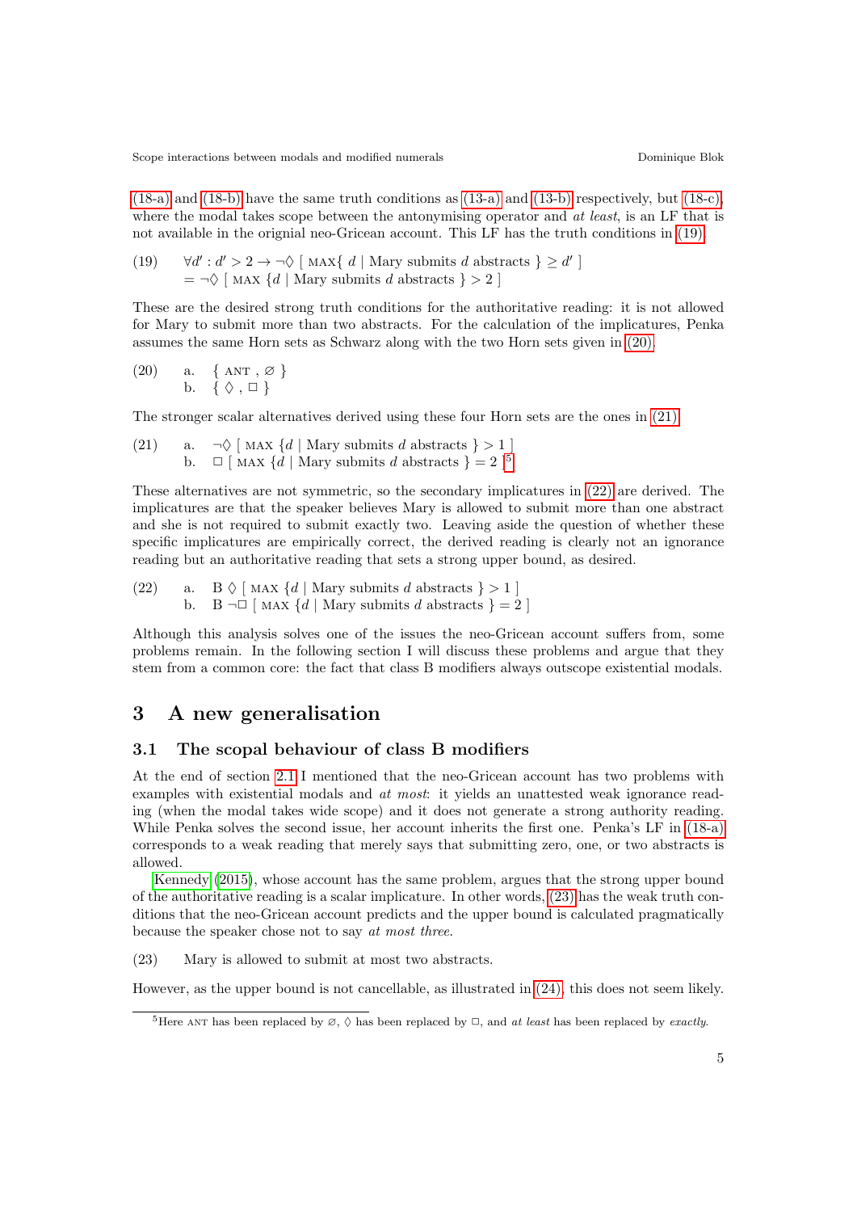(18-a) and (18-b) have the same truth conditions as (13-a) and (13-b) respectively, but (18-c), where the modal takes scope between the antonymising operator and *at least*, is an LF that is not available in the origninal neo-Gricean account. This LF has the truth conditions in (19).

(19) $\forall d' : d' > 2 \rightarrow \neg\Diamond$ [ MAX{ $d$ | Mary submits $d$ abstracts } $\geq d'$ ]
$= \neg\Diamond$ [ MAX {$d$ | Mary submits $d$ abstracts } $> 2$ ]

These are the desired strong truth conditions for the authoritative reading: it is not allowed for Mary to submit more than two abstracts. For the calculation of the implicatures, Penka assumes the same Horn sets as Schwarz along with the two Horn sets given in (20).

(20) a. { ANT , $\varnothing$ }
b. { $\Diamond$ , $\Box$ }

The stronger scalar alternatives derived using these four Horn sets are the ones in (21).

(21) a. $\neg\Diamond$ [ MAX {$d$ | Mary submits $d$ abstracts } $> 1$ ]
b. $\Box$ [ MAX {$d$ | Mary submits $d$ abstracts } $= 2$ ][5]

These alternatives are not symmetric, so the secondary implicatures in (22) are derived. The implicatures are that the speaker believes Mary is allowed to submit more than one abstract and she is not required to submit exactly two. Leaving aside the question of whether these specific implicatures are empirically correct, the derived reading is clearly not an ignorance reading but an authoritative reading that sets a strong upper bound, as desired.

(22) a. B $\Diamond$ [ MAX {$d$ | Mary submits $d$ abstracts } $> 1$ ]
b. B $\neg\Box$ [ MAX {$d$ | Mary submits $d$ abstracts } $= 2$ ]

Although this analysis solves one of the issues the neo-Gricean account suffers from, some problems remain. In the following section I will discuss these problems and argue that they stem from a common core: the fact that class B modifiers always outscope existential modals.

## 3 A new generalisation

### 3.1 The scopal behaviour of class B modifiers

At the end of section 2.1 I mentioned that the neo-Gricean account has two problems with examples with existential modals and *at most*: it yields an unattested weak ignorance reading (when the modal takes wide scope) and it does not generate a strong authority reading. While Penka solves the second issue, her account inherits the first one. Penka's LF in (18-a) corresponds to a weak reading that merely says that submitting zero, one, or two abstracts is allowed.

Kennedy (2015), whose account has the same problem, argues that the strong upper bound of the authoritative reading is a scalar implicature. In other words, (23) has the weak truth conditions that the neo-Gricean account predicts and the upper bound is calculated pragmatically because the speaker chose not to say *at most three*.

(23) Mary is allowed to submit at most two abstracts.

However, as the upper bound is not cancellable, as illustrated in (24), this does not seem likely.

[5] Here ANT has been replaced by $\varnothing$, $\Diamond$ has been replaced by $\Box$, and *at least* has been replaced by *exactly*.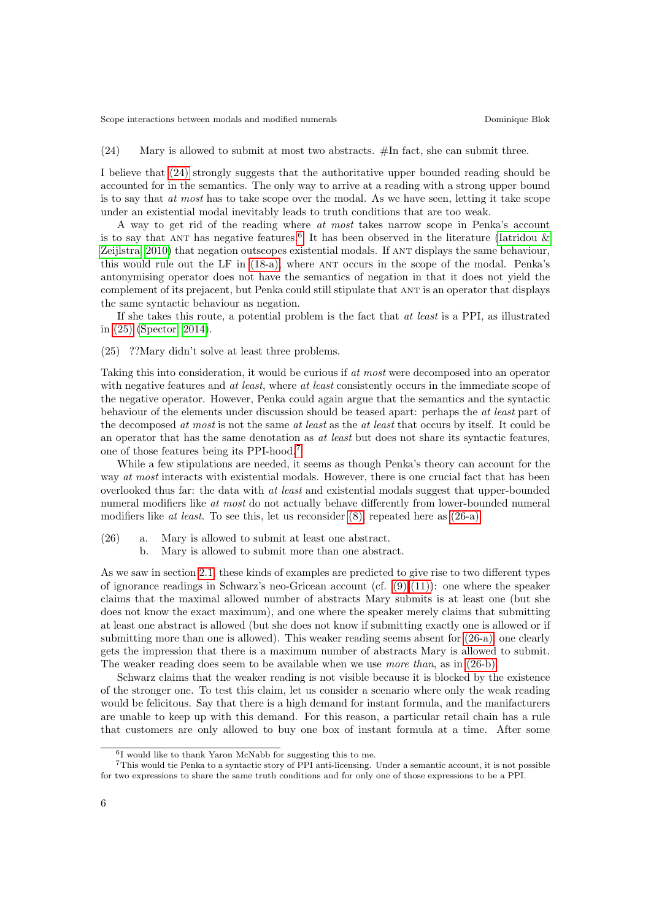(24) Mary is allowed to submit at most two abstracts. #In fact, she can submit three.

I believe that (24) strongly suggests that the authoritative upper bounded reading should be accounted for in the semantics. The only way to arrive at a reading with a strong upper bound is to say that *at most* has to take scope over the modal. As we have seen, letting it take scope under an existential modal inevitably leads to truth conditions that are too weak.

A way to get rid of the reading where *at most* takes narrow scope in Penka's account is to say that ANT has negative features.[6] It has been observed in the literature (Iatridou & Zeijlstra 2010) that negation outscopes existential modals. If ANT displays the same behaviour, this would rule out the LF in (18-a), where ANT occurs in the scope of the modal. Penka's antonymising operator does not have the semantics of negation in that it does not yield the complement of its prejacent, but Penka could still stipulate that ANT is an operator that displays the same syntactic behaviour as negation.

If she takes this route, a potential problem is the fact that *at least* is a PPI, as illustrated in (25) (Spector 2014).

(25) ??Mary didn't solve at least three problems.

Taking this into consideration, it would be curious if *at most* were decomposed into an operator with negative features and *at least*, where *at least* consistently occurs in the immediate scope of the negative operator. However, Penka could again argue that the semantics and the syntactic behaviour of the elements under discussion should be teased apart: perhaps the *at least* part of the decomposed *at most* is not the same *at least* as the *at least* that occurs by itself. It could be an operator that has the same denotation as *at least* but does not share its syntactic features, one of those features being its PPI-hood.[7]

While a few stipulations are needed, it seems as though Penka's theory can account for the way *at most* interacts with existential modals. However, there is one crucial fact that has been overlooked thus far: the data with *at least* and existential modals suggest that upper-bounded numeral modifiers like *at most* do not actually behave differently from lower-bounded numeral modifiers like *at least*. To see this, let us reconsider (8), repeated here as (26-a).

(26) a. Mary is allowed to submit at least one abstract.
b. Mary is allowed to submit more than one abstract.

As we saw in section 2.1, these kinds of examples are predicted to give rise to two different types of ignorance readings in Schwarz's neo-Gricean account (cf. (9)-(11)): one where the speaker claims that the maximal allowed number of abstracts Mary submits is at least one (but she does not know the exact maximum), and one where the speaker merely claims that submitting at least one abstract is allowed (but she does not know if submitting exactly one is allowed or if submitting more than one is allowed). This weaker reading seems absent for (26-a): one clearly gets the impression that there is a maximum number of abstracts Mary is allowed to submit. The weaker reading does seem to be available when we use *more than*, as in (26-b).

Schwarz claims that the weaker reading is not visible because it is blocked by the existence of the stronger one. To test this claim, let us consider a scenario where only the weak reading would be felicitous. Say that there is a high demand for instant formula, and the manifacturers are unable to keep up with this demand. For this reason, a particular retail chain has a rule that customers are only allowed to buy one box of instant formula at a time. After some

---

[6] I would like to thank Yaron McNabb for suggesting this to me.

[7] This would tie Penka to a syntactic story of PPI anti-licensing. Under a semantic account, it is not possible for two expressions to share the same truth conditions and for only one of those expressions to be a PPI.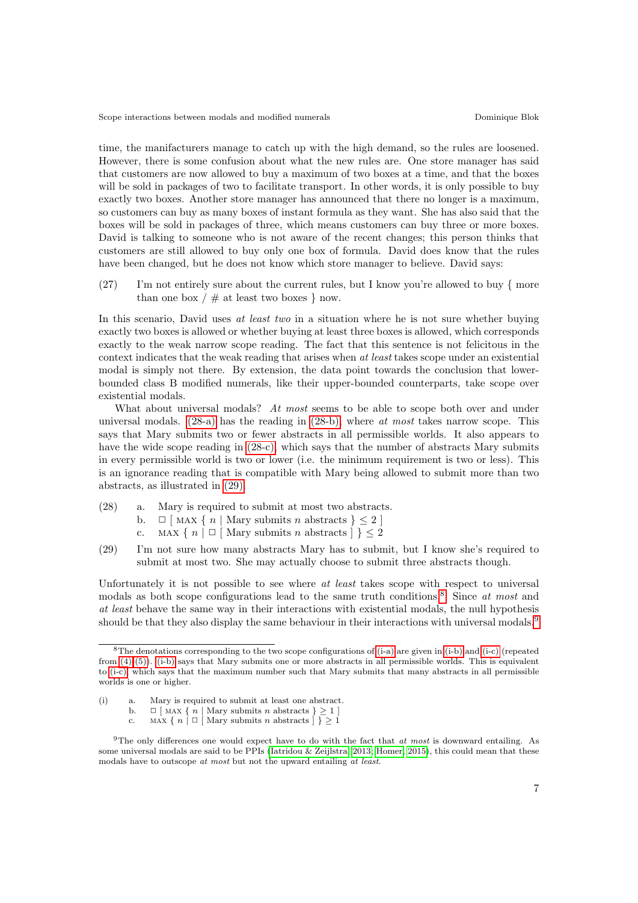time, the manifacturers manage to catch up with the high demand, so the rules are loosened. However, there is some confusion about what the new rules are. One store manager has said that customers are now allowed to buy a maximum of two boxes at a time, and that the boxes will be sold in packages of two to facilitate transport. In other words, it is only possible to buy exactly two boxes. Another store manager has announced that there no longer is a maximum, so customers can buy as many boxes of instant formula as they want. She has also said that the boxes will be sold in packages of three, which means customers can buy three or more boxes. David is talking to someone who is not aware of the recent changes; this person thinks that customers are still allowed to buy only one box of formula. David does know that the rules have been changed, but he does not know which store manager to believe. David says:

(27) I'm not entirely sure about the current rules, but I know you're allowed to buy { more than one box / # at least two boxes } now.

In this scenario, David uses *at least two* in a situation where he is not sure whether buying exactly two boxes is allowed or whether buying at least three boxes is allowed, which corresponds exactly to the weak narrow scope reading. The fact that this sentence is not felicitous in the context indicates that the weak reading that arises when *at least* takes scope under an existential modal is simply not there. By extension, the data point towards the conclusion that lower-bounded class B modified numerals, like their upper-bounded counterparts, take scope over existential modals.

What about universal modals? *At most* seems to be able to scope both over and under universal modals. (28-a) has the reading in (28-b), where *at most* takes narrow scope. This says that Mary submits two or fewer abstracts in all permissible worlds. It also appears to have the wide scope reading in (28-c), which says that the number of abstracts Mary submits in every permissible world is two or lower (i.e. the minimum requirement is two or less). This is an ignorance reading that is compatible with Mary being allowed to submit more than two abstracts, as illustrated in (29).

(28) a. Mary is required to submit at most two abstracts.
 b. $\Box$ [ MAX { $n$ | Mary submits $n$ abstracts } $\leq 2$ ]
 c. MAX { $n$ | $\Box$ [ Mary submits $n$ abstracts ] } $\leq 2$

(29) I'm not sure how many abstracts Mary has to submit, but I know she's required to submit at most two. She may actually choose to submit three abstracts though.

Unfortunately it is not possible to see where *at least* takes scope with respect to universal modals as both scope configurations lead to the same truth conditions.[8] Since *at most* and *at least* behave the same way in their interactions with existential modals, the null hypothesis should be that they also display the same behaviour in their interactions with universal modals.[9]

[8] The denotations corresponding to the two scope configurations of (i-a) are given in (i-b) and (i-c) (repeated from (4)–(5)). (i-b) says that Mary submits one or more abstracts in all permissible worlds. This is equivalent to (i-c), which says that the maximum number such that Mary submits that many abstracts in all permissible worlds is one or higher.

(i) a. Mary is required to submit at least one abstract.
 b. $\Box$ [ MAX { $n$ | Mary submits $n$ abstracts } $\geq 1$ ]
 c. MAX { $n$ | $\Box$ [ Mary submits $n$ abstracts ] } $\geq 1$

[9] The only differences one would expect have to do with the fact that *at most* is downward entailing. As some universal modals are said to be PPIs (Iatridou & Zeijlstra, 2013; Homer, 2015), this could mean that these modals have to outscope *at most* but not the upward entailing *at least*.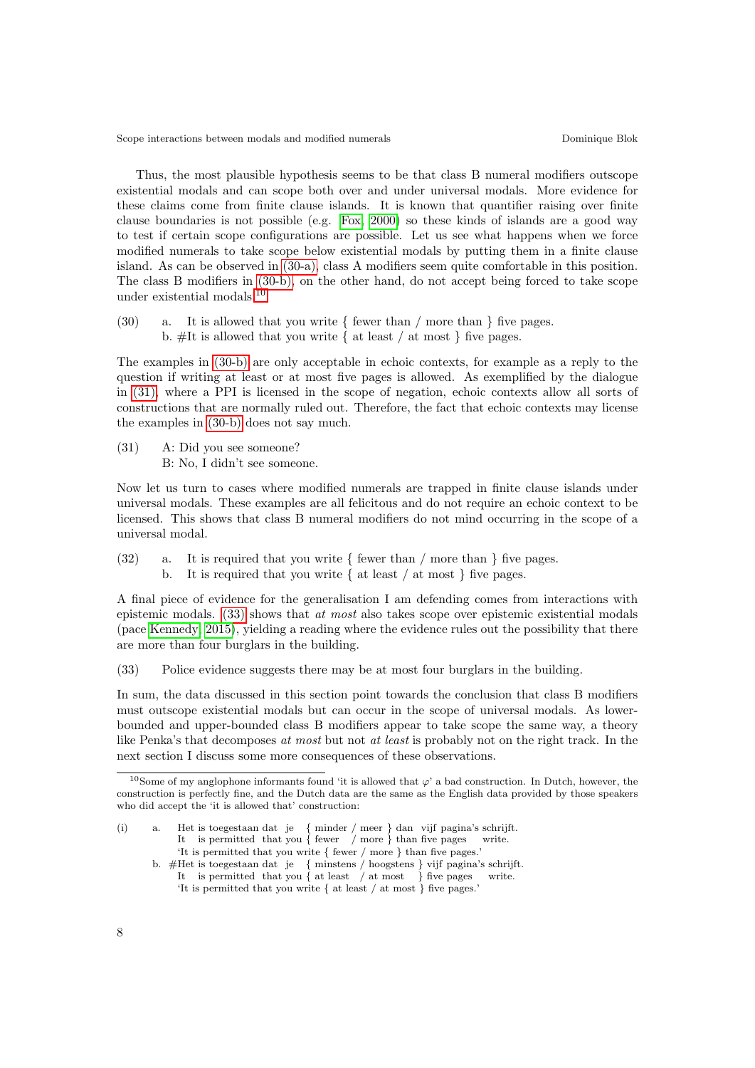Thus, the most plausible hypothesis seems to be that class B numeral modifiers outscope existential modals and can scope both over and under universal modals. More evidence for these claims come from finite clause islands. It is known that quantifier raising over finite clause boundaries is not possible (e.g. Fox, 2000) so these kinds of islands are a good way to test if certain scope configurations are possible. Let us see what happens when we force modified numerals to take scope below existential modals by putting them in a finite clause island. As can be observed in (30-a), class A modifiers seem quite comfortable in this position. The class B modifiers in (30-b), on the other hand, do not accept being forced to take scope under existential modals.[10]

(30) a. It is allowed that you write { fewer than / more than } five pages.
 b. #It is allowed that you write { at least / at most } five pages.

The examples in (30-b) are only acceptable in echoic contexts, for example as a reply to the question if writing at least or at most five pages is allowed. As exemplified by the dialogue in (31), where a PPI is licensed in the scope of negation, echoic contexts allow all sorts of constructions that are normally ruled out. Therefore, the fact that echoic contexts may license the examples in (30-b) does not say much.

(31) A: Did you see someone?
 B: No, I didn't see someone.

Now let us turn to cases where modified numerals are trapped in finite clause islands under universal modals. These examples are all felicitous and do not require an echoic context to be licensed. This shows that class B numeral modifiers do not mind occurring in the scope of a universal modal.

(32) a. It is required that you write { fewer than / more than } five pages.
 b. It is required that you write { at least / at most } five pages.

A final piece of evidence for the generalisation I am defending comes from interactions with epistemic modals. (33) shows that *at most* also takes scope over epistemic existential modals (pace Kennedy, 2015), yielding a reading where the evidence rules out the possibility that there are more than four burglars in the building.

(33) Police evidence suggests there may be at most four burglars in the building.

In sum, the data discussed in this section point towards the conclusion that class B modifiers must outscope existential modals but can occur in the scope of universal modals. As lower-bounded and upper-bounded class B modifiers appear to take scope the same way, a theory like Penka's that decomposes *at most* but not *at least* is probably not on the right track. In the next section I discuss some more consequences of these observations.

---

[10] Some of my anglophone informants found 'it is allowed that $\varphi$' a bad construction. In Dutch, however, the construction is perfectly fine, and the Dutch data are the same as the English data provided by those speakers who did accept the 'it is allowed that' construction:

(i) a. Het is toegestaan dat je { minder / meer } dan vijf pagina's schrijft.
 It is permitted that you { fewer / more } than five pages write.
 'It is permitted that you write { fewer / more } than five pages.'
 b. #Het is toegestaan dat je { minstens / hoogstens } vijf pagina's schrijft.
 It is permitted that you { at least / at most } five pages write.
 'It is permitted that you write { at least / at most } five pages.'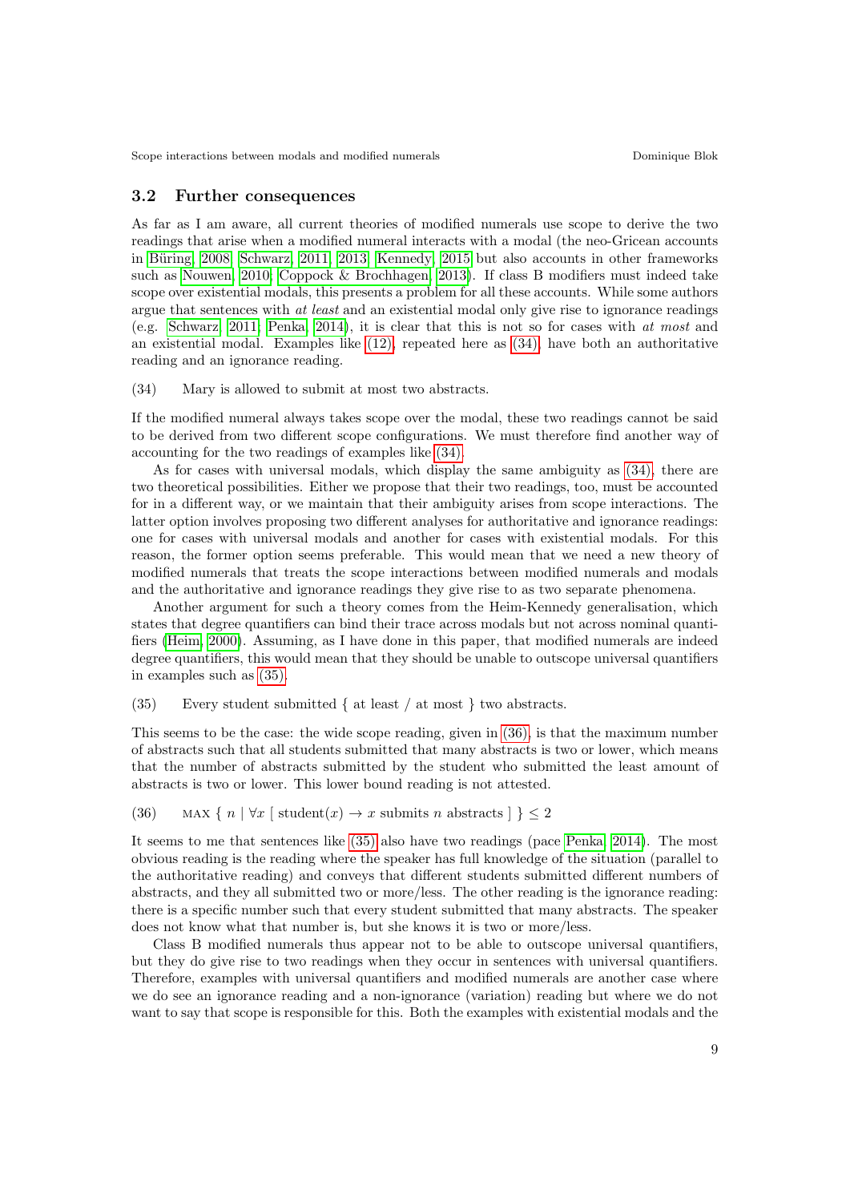### 3.2 Further consequences

As far as I am aware, all current theories of modified numerals use scope to derive the two readings that arise when a modified numeral interacts with a modal (the neo-Gricean accounts in Büring 2008; Schwarz 2011, 2013; Kennedy 2015 but also accounts in other frameworks such as Nouwen 2010; Coppock & Brochhagen 2013). If class B modifiers must indeed take scope over existential modals, this presents a problem for all these accounts. While some authors argue that sentences with *at least* and an existential modal only give rise to ignorance readings (e.g. Schwarz 2011; Penka 2014), it is clear that this is not so for cases with *at most* and an existential modal. Examples like (12), repeated here as (34), have both an authoritative reading and an ignorance reading.

(34) Mary is allowed to submit at most two abstracts.

If the modified numeral always takes scope over the modal, these two readings cannot be said to be derived from two different scope configurations. We must therefore find another way of accounting for the two readings of examples like (34).

As for cases with universal modals, which display the same ambiguity as (34), there are two theoretical possibilities. Either we propose that their two readings, too, must be accounted for in a different way, or we maintain that their ambiguity arises from scope interactions. The latter option involves proposing two different analyses for authoritative and ignorance readings: one for cases with universal modals and another for cases with existential modals. For this reason, the former option seems preferable. This would mean that we need a new theory of modified numerals that treats the scope interactions between modified numerals and modals and the authoritative and ignorance readings they give rise to as two separate phenomena.

Another argument for such a theory comes from the Heim-Kennedy generalisation, which states that degree quantifiers can bind their trace across modals but not across nominal quantifiers (Heim 2000). Assuming, as I have done in this paper, that modified numerals are indeed degree quantifiers, this would mean that they should be unable to outscope universal quantifiers in examples such as (35).

(35) Every student submitted { at least / at most } two abstracts.

This seems to be the case: the wide scope reading, given in (36), is that the maximum number of abstracts such that all students submitted that many abstracts is two or lower, which means that the number of abstracts submitted by the student who submitted the least amount of abstracts is two or lower. This lower bound reading is not attested.

(36) $\text{MAX}\ \{\ n\ |\ \forall x\ [\ \text{student}(x) \rightarrow x \text{ submits } n \text{ abstracts}\ ]\ \} \leq 2$

It seems to me that sentences like (35) also have two readings (pace Penka 2014). The most obvious reading is the reading where the speaker has full knowledge of the situation (parallel to the authoritative reading) and conveys that different students submitted different numbers of abstracts, and they all submitted two or more/less. The other reading is the ignorance reading: there is a specific number such that every student submitted that many abstracts. The speaker does not know what that number is, but she knows it is two or more/less.

Class B modified numerals thus appear not to be able to outscope universal quantifiers, but they do give rise to two readings when they occur in sentences with universal quantifiers. Therefore, examples with universal quantifiers and modified numerals are another case where we do see an ignorance reading and a non-ignorance (variation) reading but where we do not want to say that scope is responsible for this. Both the examples with existential modals and the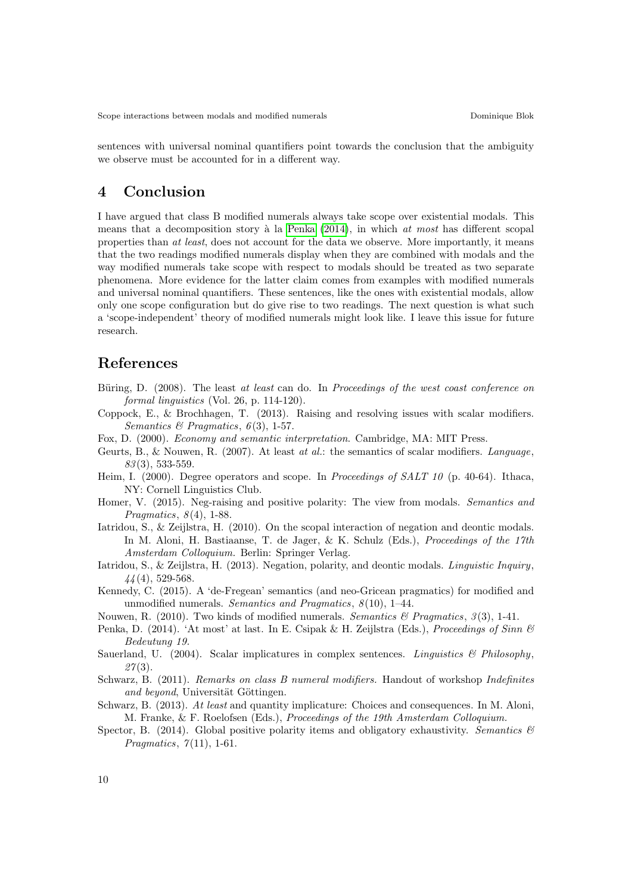sentences with universal nominal quantifiers point towards the conclusion that the ambiguity we observe must be accounted for in a different way.

## 4 Conclusion

I have argued that class B modified numerals always take scope over existential modals. This means that a decomposition story à la Penka (2014), in which *at most* has different scopal properties than *at least*, does not account for the data we observe. More importantly, it means that the two readings modified numerals display when they are combined with modals and the way modified numerals take scope with respect to modals should be treated as two separate phenomena. More evidence for the latter claim comes from examples with modified numerals and universal nominal quantifiers. These sentences, like the ones with existential modals, allow only one scope configuration but do give rise to two readings. The next question is what such a 'scope-independent' theory of modified numerals might look like. I leave this issue for future research.

## References

Büring, D. (2008). The least *at least* can do. In *Proceedings of the west coast conference on formal linguistics* (Vol. 26, p. 114-120).

Coppock, E., & Brochhagen, T. (2013). Raising and resolving issues with scalar modifiers. *Semantics & Pragmatics*, *6*(3), 1-57.

Fox, D. (2000). *Economy and semantic interpretation*. Cambridge, MA: MIT Press.

Geurts, B., & Nouwen, R. (2007). At least *at al.*: the semantics of scalar modifiers. *Language*, *83*(3), 533-559.

Heim, I. (2000). Degree operators and scope. In *Proceedings of SALT 10* (p. 40-64). Ithaca, NY: Cornell Linguistics Club.

Homer, V. (2015). Neg-raising and positive polarity: The view from modals. *Semantics and Pragmatics*, *8*(4), 1-88.

Iatridou, S., & Zeijlstra, H. (2010). On the scopal interaction of negation and deontic modals. In M. Aloni, H. Bastiaanse, T. de Jager, & K. Schulz (Eds.), *Proceedings of the 17th Amsterdam Colloquium*. Berlin: Springer Verlag.

Iatridou, S., & Zeijlstra, H. (2013). Negation, polarity, and deontic modals. *Linguistic Inquiry*, *44*(4), 529-568.

Kennedy, C. (2015). A 'de-Fregean' semantics (and neo-Gricean pragmatics) for modified and unmodified numerals. *Semantics and Pragmatics*, *8*(10), 1–44.

Nouwen, R. (2010). Two kinds of modified numerals. *Semantics & Pragmatics*, *3*(3), 1-41.

Penka, D. (2014). 'At most' at last. In E. Csipak & H. Zeijlstra (Eds.), *Proceedings of Sinn & Bedeutung 19*.

Sauerland, U. (2004). Scalar implicatures in complex sentences. *Linguistics & Philosophy*, *27*(3).

Schwarz, B. (2011). *Remarks on class B numeral modifiers.* Handout of workshop *Indefinites and beyond*, Universität Göttingen.

Schwarz, B. (2013). *At least* and quantity implicature: Choices and consequences. In M. Aloni, M. Franke, & F. Roelofsen (Eds.), *Proceedings of the 19th Amsterdam Colloquium.*

Spector, B. (2014). Global positive polarity items and obligatory exhaustivity. *Semantics & Pragmatics*, *7*(11), 1-61.